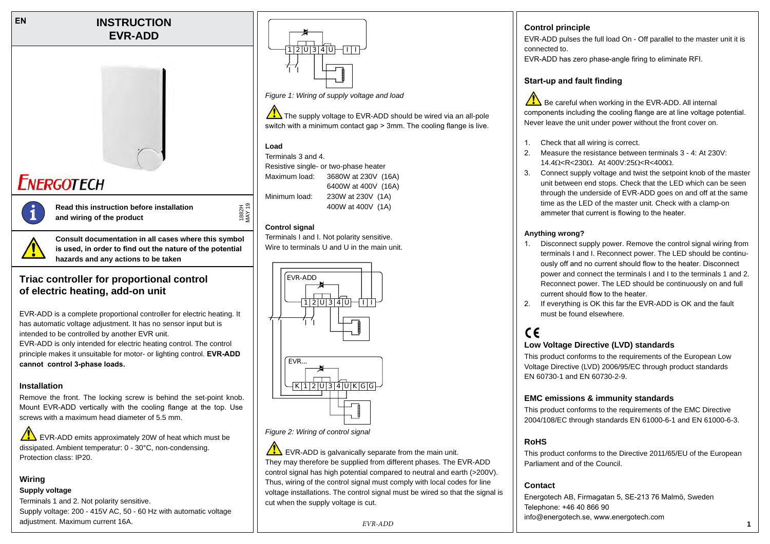EN

# INSTRUCTION EVR-ADD

ENERGOTECH

**Read this instruction before installation and wiring of the product**

1882H MAY 19

**Consult documentation in all cases where this symbol is used, in order to find out the nature of the potential hazards and any actions to be taken**

## Triac controller for proportional control of electric heating, add-on unit

EVR-ADD is a complete proportional controller for electric heating. It has automatic voltage adjustment. It has no sensor input but is intended to be controlled by another EVR unit.

EVR-ADD is only intended for electric heating control. The control principle makes it unsuitable for motor- or lighting control. **EVR-ADD cannot control 3-phase loads.**

### Installation

Remove the front. The locking screw is behind the set-point knob. Mount EVR-ADD vertically with the cooling flange at the top. Use screws with a maximum head diameter of 5.5 mm.

EVR-ADD emits approximately 20W of heat which must be dissipated. Ambient temperatur: 0 - 30°C, non-condensing. Protection class: IP20.

### Wiring

**Supply voltage**

Terminals 1 and 2. Not polarity sensitive.
Supply voltage: 200 - 415V AC, 50 - 60 Hz with automatic voltage adjustment. Maximum current 16A.

*Figure 1: Wiring of supply voltage and load*

The supply voltage to EVR-ADD should be wired via an all-pole switch with a minimum contact gap > 3mm. The cooling flange is live.

**Load**

Terminals 3 and 4.
Resistive single- or two-phase heater

| | |
|---|---|
| Maximum load: | 3680W at 230V (16A) |
| | 6400W at 400V (16A) |
| Minimum load: | 230W at 230V (1A) |
| | 400W at 400V (1A) |

**Control signal**

Terminals I and I. Not polarity sensitive.
Wire to terminals U and U in the main unit.

*Figure 2: Wiring of control signal*

EVR-ADD is galvanically separate from the main unit. They may therefore be supplied from different phases. The EVR-ADD control signal has high potential compared to neutral and earth (>200V). Thus, wiring of the control signal must comply with local codes for line voltage installations. The control signal must be wired so that the signal is cut when the supply voltage is cut.

### Control principle

EVR-ADD pulses the full load On - Off parallel to the master unit it is connected to.
EVR-ADD has zero phase-angle firing to eliminate RFI.

### Start-up and fault finding

Be careful when working in the EVR-ADD. All internal components including the cooling flange are at line voltage potential. Never leave the unit under power without the front cover on.

1. Check that all wiring is correct.
2. Measure the resistance between terminals 3 - 4: At 230V: 14.4Ω<R<230Ω. At 400V:25Ω<R<400Ω.
3. Connect supply voltage and twist the setpoint knob of the master unit between end stops. Check that the LED which can be seen through the underside of EVR-ADD goes on and off at the same time as the LED of the master unit. Check with a clamp-on ammeter that current is flowing to the heater.

**Anything wrong?**

1. Disconnect supply power. Remove the control signal wiring from terminals I and I. Reconnect power. The LED should be continuously off and no current should flow to the heater. Disconnect power and connect the terminals I and I to the terminals 1 and 2. Reconnect power. The LED should be continuously on and full current should flow to the heater.
2. If everything is OK this far the EVR-ADD is OK and the fault must be found elsewhere.

CE

### Low Voltage Directive (LVD) standards

This product conforms to the requirements of the European Low Voltage Directive (LVD) 2006/95/EC through product standards EN 60730-1 and EN 60730-2-9.

### EMC emissions & immunity standards

This product conforms to the requirements of the EMC Directive 2004/108/EC through standards EN 61000-6-1 and EN 61000-6-3.

### RoHS

This product conforms to the Directive 2011/65/EU of the European Parliament and of the Council.

### Contact

Energotech AB, Firmagatan 5, SE-213 76 Malmö, Sweden
Telephone: +46 40 866 90
info@energotech.se, www.energotech.com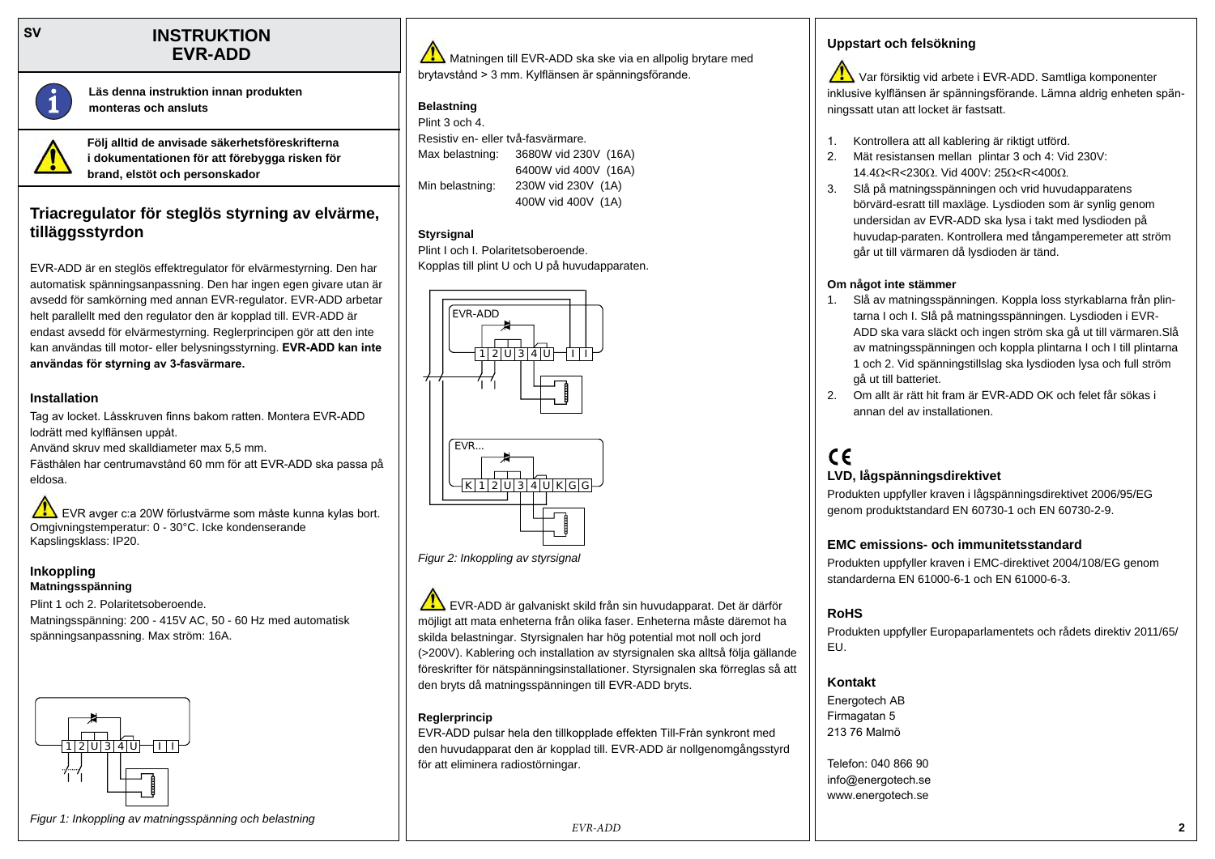SV

# INSTRUKTION EVR-ADD

**Läs denna instruktion innan produkten monteras och ansluts**

**Följ alltid de anvisade säkerhetsföreskrifterna i dokumentationen för att förebygga risken för brand, elstöt och personskador**

## Triacregulator för steglös styrning av elvärme, tilläggsstyrdon

EVR-ADD är en steglös effektregulator för elvärmestyrning. Den har automatisk spänningsanpassning. Den har ingen egen givare utan är avsedd för samkörning med annan EVR-regulator. EVR-ADD arbetar helt parallellt med den regulator den är kopplad till. EVR-ADD är endast avsedd för elvärmestyrning. Reglerprincipen gör att den inte kan användas till motor- eller belysningsstyrning. **EVR-ADD kan inte användas för styrning av 3-fasvärmare.**

### Installation

Tag av locket. Låsskruven finns bakom ratten. Montera EVR-ADD lodrätt med kylflänsen uppåt.

Använd skruv med skalldiameter max 5,5 mm.

Fästhålen har centrumavstånd 60 mm för att EVR-ADD ska passa på eldosa.

EVR avger c:a 20W förlustvärme som måste kunna kylas bort. Omgivningstemperatur: 0 - 30°C. Icke kondenserande Kapslingsklass: IP20.

### Inkoppling

**Matningsspänning**

Plint 1 och 2. Polaritetsoberoende.

Matningsspänning: 200 - 415V AC, 50 - 60 Hz med automatisk spänningsanpassning. Max ström: 16A.

*Figur 1: Inkoppling av matningsspänning och belastning*

Matningen till EVR-ADD ska ske via en allpolig brytare med brytavstånd > 3 mm. Kylflänsen är spänningsförande.

**Belastning**

Plint 3 och 4.

Resistiv en- eller tvåfasvärmare.

| | |
|---|---|
| Max belastning: | 3680W vid 230V (16A) |
| | 6400W vid 400V (16A) |
| Min belastning: | 230W vid 230V (1A) |
| | 400W vid 400V (1A) |

**Styrsignal**

Plint I och I. Polaritetsoberoende.

Kopplas till plint U och U på huvudapparaten.

*Figur 2: Inkoppling av styrsignal*

EVR-ADD är galvaniskt skild från sin huvudapparat. Det är därför möjligt att mata enheterna från olika faser. Enheterna måste däremot ha skilda belastningar. Styrsignalen har hög potential mot noll och jord (>200V). Kablering och installation av styrsignalen ska alltså följa gällande föreskrifter för nätspänningsinstallationer. Styrsignalen ska förreglas så att den bryts då matningsspänningen till EVR-ADD bryts.

**Reglerprincip**

EVR-ADD pulsar hela den tillkopplade effekten Till-Från synkront med den huvudapparat den är kopplad till. EVR-ADD är nollgenomgångsstyrd för att eliminera radiostörningar.

### Uppstart och felsökning

Var försiktig vid arbete i EVR-ADD. Samtliga komponenter inklusive kylflänsen är spänningsförande. Lämna aldrig enheten spänningssatt utan att locket är fastsatt.

1. Kontrollera att all kablering är riktigt utförd.
2. Mät resistansen mellan plintar 3 och 4: Vid 230V: 14.4Ω<R<230Ω. Vid 400V: 25Ω<R<400Ω.
3. Slå på matningsspänningen och vrid huvudapparatens börvärd-esratt till maxläge. Lysdioden som är synlig genom undersidan av EVR-ADD ska lysa i takt med lysdioden på huvudap-paraten. Kontrollera med tångamperemeter att ström går ut till värmaren då lysdioden är tänd.

**Om något inte stämmer**

1. Slå av matningsspänningen. Koppla loss styrkablarna från plintarna I och I. Slå på matningsspänningen. Lysdioden i EVR-ADD ska vara släckt och ingen ström ska gå ut till värmaren.Slå av matningsspänningen och koppla plintarna I och I till plintarna 1 och 2. Vid spänningstillslag ska lysdioden lysa och full ström gå ut till batteriet.
2. Om allt är rätt hit fram är EVR-ADD OK och felet får sökas i annan del av installationen.

CE

### LVD, lågspänningsdirektivet

Produkten uppfyller kraven i lågspänningsdirektivet 2006/95/EG genom produktstandard EN 60730-1 och EN 60730-2-9.

### EMC emissions- och immunitetsstandard

Produkten uppfyller kraven i EMC-direktivet 2004/108/EG genom standarderna EN 61000-6-1 och EN 61000-6-3.

### RoHS

Produkten uppfyller Europaparlamentets och rådets direktiv 2011/65/EU.

### Kontakt

Energotech AB
Firmagatan 5
213 76 Malmö

Telefon: 040 866 90
info@energotech.se
www.energotech.se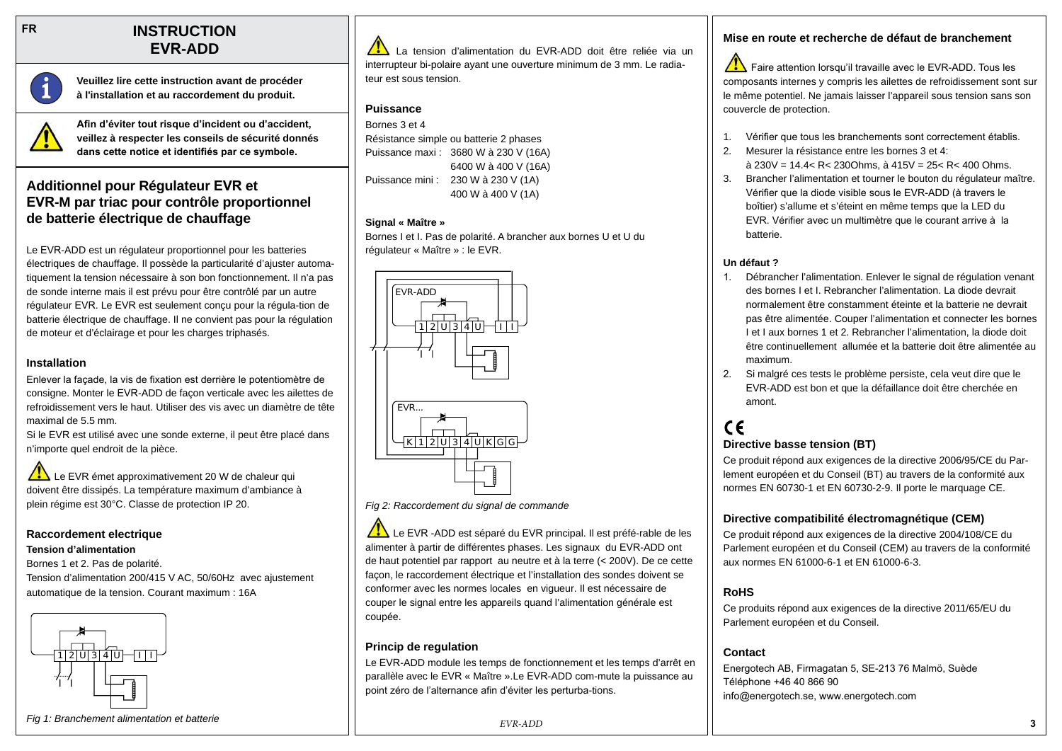FR

# INSTRUCTION EVR-ADD

**Veuillez lire cette instruction avant de procéder à l'installation et au raccordement du produit.**

**Afin d'éviter tout risque d'incident ou d'accident, veillez à respecter les conseils de sécurité donnés dans cette notice et identifiés par ce symbole.**

## Additionnel pour Régulateur EVR et EVR-M par triac pour contrôle proportionnel de batterie électrique de chauffage

Le EVR-ADD est un régulateur proportionnel pour les batteries électriques de chauffage. Il possède la particularité d'ajuster automatiquement la tension nécessaire à son bon fonctionnement. Il n'a pas de sonde interne mais il est prévu pour être contrôlé par un autre régulateur EVR. Le EVR est seulement conçu pour la régula-tion de batterie électrique de chauffage. Il ne convient pas pour la régulation de moteur et d'éclairage et pour les charges triphasés.

### Installation

Enlever la façade, la vis de fixation est derrière le potentiomètre de consigne. Monter le EVR-ADD de façon verticale avec les ailettes de refroidissement vers le haut. Utiliser des vis avec un diamètre de tête maximal de 5.5 mm.

Si le EVR est utilisé avec une sonde externe, il peut être placé dans n'importe quel endroit de la pièce.

Le EVR émet approximativement 20 W de chaleur qui doivent être dissipés. La température maximum d'ambiance à plein régime est 30°C. Classe de protection IP 20.

### Raccordement electrique

**Tension d'alimentation**

Bornes 1 et 2. Pas de polarité.

Tension d'alimentation 200/415 V AC, 50/60Hz avec ajustement automatique de la tension. Courant maximum : 16A

*Fig 1: Branchement alimentation et batterie*

La tension d'alimentation du EVR-ADD doit être reliée via un interrupteur bi-polaire ayant une ouverture minimum de 3 mm. Le radiateur est sous tension.

### Puissance

Bornes 3 et 4

Résistance simple ou batterie 2 phases

| | |
|---|---|
| Puissance maxi : | 3680 W à 230 V (16A) |
| | 6400 W à 400 V (16A) |
| Puissance mini : | 230 W à 230 V (1A) |
| | 400 W à 400 V (1A) |

**Signal « Maître »**

Bornes I et I. Pas de polarité. A brancher aux bornes U et U du régulateur « Maître » : le EVR.

*Fig 2: Raccordement du signal de commande*

Le EVR -ADD est séparé du EVR principal. Il est préfé-rable de les alimenter à partir de différentes phases. Les signaux du EVR-ADD ont de haut potentiel par rapport au neutre et à la terre (< 200V). De ce cette façon, le raccordement électrique et l'installation des sondes doivent se conformer avec les normes locales en vigueur. Il est nécessaire de couper le signal entre les appareils quand l'alimentation générale est coupée.

### Princip de regulation

Le EVR-ADD module les temps de fonctionnement et les temps d'arrêt en parallèle avec le EVR « Maître ».Le EVR-ADD com-mute la puissance au point zéro de l'alternance afin d'éviter les perturba-tions.

### Mise en route et recherche de défaut de branchement

Faire attention lorsqu'il travaille avec le EVR-ADD. Tous les composants internes y compris les ailettes de refroidissement sont sur le même potentiel. Ne jamais laisser l'appareil sous tension sans son couvercle de protection.

1. Vérifier que tous les branchements sont correctement établis.
2. Mesurer la résistance entre les bornes 3 et 4:
   à 230V = 14.4< R< 230Ohms, à 415V = 25< R< 400 Ohms.
3. Brancher l'alimentation et tourner le bouton du régulateur maître. Vérifier que la diode visible sous le EVR-ADD (à travers le boîtier) s'allume et s'éteint en même temps que la LED du EVR. Vérifier avec un multimètre que le courant arrive à la batterie.

**Un défaut ?**

1. Débrancher l'alimentation. Enlever le signal de régulation venant des bornes I et I. Rebrancher l'alimentation. La diode devrait normalement être constamment éteinte et la batterie ne devrait pas être alimentée. Couper l'alimentation et connecter les bornes I et I aux bornes 1 et 2. Rebrancher l'alimentation, la diode doit être continuellement allumée et la batterie doit être alimentée au maximum.
2. Si malgré ces tests le problème persiste, cela veut dire que le EVR-ADD est bon et que la défaillance doit être cherchée en amont.

CE

### Directive basse tension (BT)

Ce produit répond aux exigences de la directive 2006/95/CE du Parlement européen et du Conseil (BT) au travers de la conformité aux normes EN 60730-1 et EN 60730-2-9. Il porte le marquage CE.

### Directive compatibilité électromagnétique (CEM)

Ce produit répond aux exigences de la directive 2004/108/CE du Parlement européen et du Conseil (CEM) au travers de la conformité aux normes EN 61000-6-1 et EN 61000-6-3.

### RoHS

Ce produits répond aux exigences de la directive 2011/65/EU du Parlement européen et du Conseil.

### Contact

Energotech AB, Firmagatan 5, SE-213 76 Malmö, Suède
Téléphone +46 40 866 90
info@energotech.se, www.energotech.com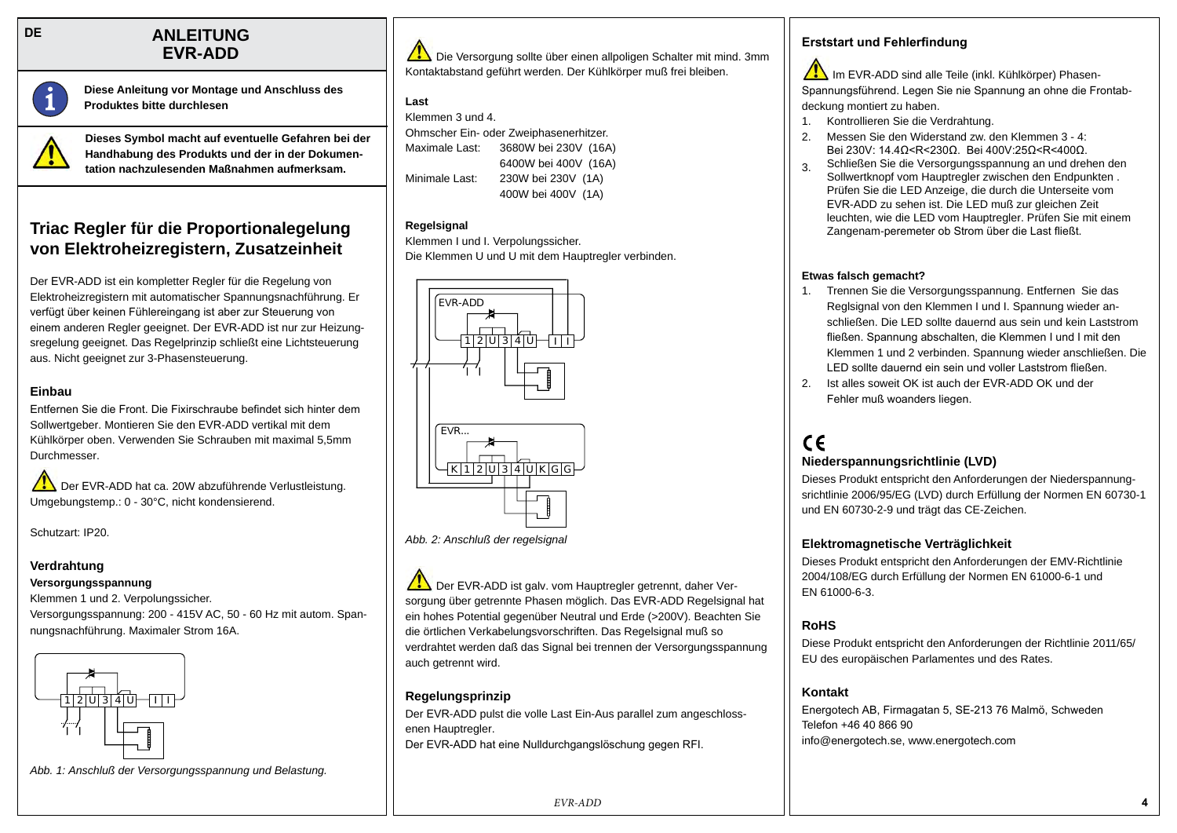DE

# ANLEITUNG EVR-ADD

**Diese Anleitung vor Montage und Anschluss des Produktes bitte durchlesen**

**Dieses Symbol macht auf eventuelle Gefahren bei der Handhabung des Produkts und der in der Dokumentation nachzulesenden Maßnahmen aufmerksam.**

## Triac Regler für die Proportionalegelung von Elektroheizregistern, Zusatzeinheit

Der EVR-ADD ist ein kompletter Regler für die Regelung von Elektroheizregistern mit automatischer Spannungsnachführung. Er verfügt über keinen Fühlereingang ist aber zur Steuerung von einem anderen Regler geeignet. Der EVR-ADD ist nur zur Heizungsregelung geeignet. Das Regelprinzip schließt eine Lichtsteuerung aus. Nicht geeignet zur 3-Phasensteuerung.

### Einbau

Entfernen Sie die Front. Die Fixirschraube befindet sich hinter dem Sollwertgeber. Montieren Sie den EVR-ADD vertikal mit dem Kühlkörper oben. Verwenden Sie Schrauben mit maximal 5,5mm Durchmesser.

Der EVR-ADD hat ca. 20W abzuführende Verlustleistung. Umgebungstemp.: 0 - 30°C, nicht kondensierend.

Schutzart: IP20.

### Verdrahtung

**Versorgungsspannung**

Klemmen 1 und 2. Verpolungssicher.
Versorgungsspannung: 200 - 415V AC, 50 - 60 Hz mit autom. Spannungsnachführung. Maximaler Strom 16A.

1 2 U 3 4 U I I

*Abb. 1: Anschluß der Versorgungsspannung und Belastung.*

Die Versorgung sollte über einen allpoligen Schalter mit mind. 3mm Kontaktabstand geführt werden. Der Kühlkörper muß frei bleiben.

**Last**

Klemmen 3 und 4.
Ohmscher Ein- oder Zweiphasenerhitzer.

| | |
|---|---|
| Maximale Last: | 3680W bei 230V (16A) |
| | 6400W bei 400V (16A) |
| Minimale Last: | 230W bei 230V (1A) |
| | 400W bei 400V (1A) |

**Regelsignal**

Klemmen I und I. Verpolungssicher.
Die Klemmen U und U mit dem Hauptregler verbinden.

EVR-ADD
1 2 U 3 4 U I I

EVR...
K 1 2 U 3 4 U K G G

*Abb. 2: Anschluß der regelsignal*

Der EVR-ADD ist galv. vom Hauptregler getrennt, daher Versorgung über getrennte Phasen möglich. Das EVR-ADD Regelsignal hat ein hohes Potential gegenüber Neutral und Erde (>200V). Beachten Sie die örtlichen Verkabelungsvorschriften. Das Regelsignal muß so verdrahtet werden daß das Signal bei trennen der Versorgungsspannung auch getrennt wird.

### Regelungsprinzip

Der EVR-ADD pulst die volle Last Ein-Aus parallel zum angeschlossenen Hauptregler.
Der EVR-ADD hat eine Nulldurchgangslöschung gegen RFI.

### Erststart und Fehlerfindung

Im EVR-ADD sind alle Teile (inkl. Kühlkörper) Phasen-Spannungsführend. Legen Sie nie Spannung an ohne die Frontabdeckung montiert zu haben.

1. Kontrollieren Sie die Verdrahtung.
2. Messen Sie den Widerstand zw. den Klemmen 3 - 4: Bei 230V: 14.4Ω<R<230Ω. Bei 400V:25Ω<R<400Ω.
3. Schließen Sie die Versorgungsspannung an und drehen den Sollwertknopf vom Hauptregler zwischen den Endpunkten . Prüfen Sie die LED Anzeige, die durch die Unterseite vom EVR-ADD zu sehen ist. Die LED muß zur gleichen Zeit leuchten, wie die LED vom Hauptregler. Prüfen Sie mit einem Zangenam-peremeter ob Strom über die Last fließt.

**Etwas falsch gemacht?**

1. Trennen Sie die Versorgungsspannung. Entfernen Sie das Reglsignal von den Klemmen I und I. Spannung wieder anschließen. Die LED sollte dauernd aus sein und kein Laststrom fließen. Spannung abschalten, die Klemmen I und I mit den Klemmen 1 und 2 verbinden. Spannung wieder anschließen. Die LED sollte dauernd ein sein und voller Laststrom fließen.
2. Ist alles soweit OK ist auch der EVR-ADD OK und der Fehler muß woanders liegen.

CE

### Niederspannungsrichtlinie (LVD)

Dieses Produkt entspricht den Anforderungen der Niederspannungsrichtlinie 2006/95/EG (LVD) durch Erfüllung der Normen EN 60730-1 und EN 60730-2-9 und trägt das CE-Zeichen.

### Elektromagnetische Verträglichkeit

Dieses Produkt entspricht den Anforderungen der EMV-Richtlinie 2004/108/EG durch Erfüllung der Normen EN 61000-6-1 und EN 61000-6-3.

### RoHS

Diese Produkt entspricht den Anforderungen der Richtlinie 2011/65/EU des europäischen Parlamentes und des Rates.

### Kontakt

Energotech AB, Firmagatan 5, SE-213 76 Malmö, Schweden
Telefon +46 40 866 90
info@energotech.se, www.energotech.com